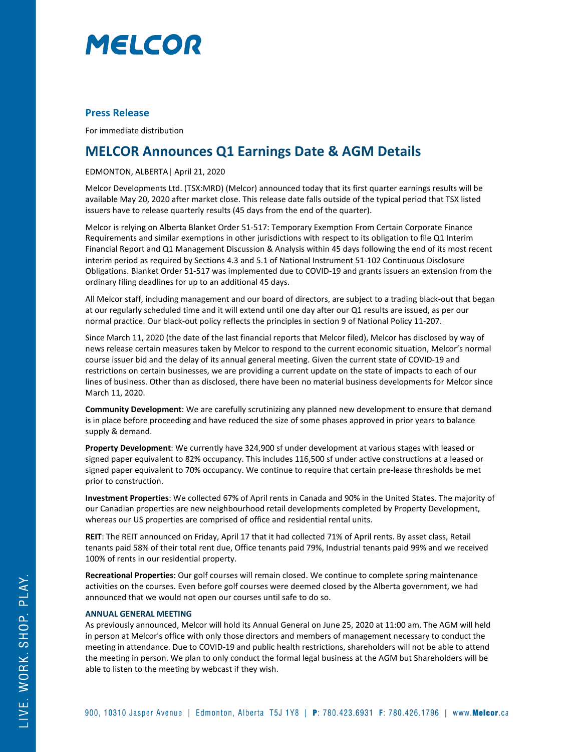# MELCOR

## Press Release

For immediate distribution

# MELCOR Announces Q1 Earnings Date & AGM Details

EDMONTON, ALBERTA| April 21, 2020

Melcor Developments Ltd. (TSX:MRD) (Melcor) announced today that its first quarter earnings results will be available May 20, 2020 after market close. This release date falls outside of the typical period that TSX listed issuers have to release quarterly results (45 days from the end of the quarter).

Melcor is relying on Alberta Blanket Order 51-517: Temporary Exemption From Certain Corporate Finance Requirements and similar exemptions in other jurisdictions with respect to its obligation to file Q1 Interim Financial Report and Q1 Management Discussion & Analysis within 45 days following the end of its most recent interim period as required by Sections 4.3 and 5.1 of National Instrument 51-102 Continuous Disclosure Obligations. Blanket Order 51-517 was implemented due to COVID-19 and grants issuers an extension from the ordinary filing deadlines for up to an additional 45 days.

All Melcor staff, including management and our board of directors, are subject to a trading black-out that began at our regularly scheduled time and it will extend until one day after our Q1 results are issued, as per our normal practice. Our black-out policy reflects the principles in section 9 of National Policy 11-207.

Since March 11, 2020 (the date of the last financial reports that Melcor filed), Melcor has disclosed by way of news release certain measures taken by Melcor to respond to the current economic situation, Melcor's normal course issuer bid and the delay of its annual general meeting. Given the current state of COVID-19 and restrictions on certain businesses, we are providing a current update on the state of impacts to each of our lines of business. Other than as disclosed, there have been no material business developments for Melcor since March 11, 2020.

**Community Development**: We are carefully scrutinizing any planned new development to ensure that demand is in place before proceeding and have reduced the size of some phases approved in prior years to balance supply & demand.

**Property Development**: We currently have 324,900 sf under development at various stages with leased or signed paper equivalent to 82% occupancy. This includes 116,500 sf under active constructions at a leased or signed paper equivalent to 70% occupancy. We continue to require that certain pre-lease thresholds be met prior to construction.

**Investment Properties**: We collected 67% of April rents in Canada and 90% in the United States. The majority of our Canadian properties are new neighbourhood retail developments completed by Property Development, whereas our US properties are comprised of office and residential rental units.

**REIT**: The REIT announced on Friday, April 17 that it had collected 71% of April rents. By asset class, Retail tenants paid 58% of their total rent due, Office tenants paid 79%, Industrial tenants paid 99% and we received 100% of rents in our residential property.

**Recreational Properties**: Our golf courses will remain closed. We continue to complete spring maintenance activities on the courses. Even before golf courses were deemed closed by the Alberta government, we had announced that we would not open our courses until safe to do so.

### ANNUAL GENERAL MEETING

As previously announced, Melcor will hold its Annual General on June 25, 2020 at 11:00 am. The AGM will held in person at Melcor's office with only those directors and members of management necessary to conduct the meeting in attendance. Due to COVID-19 and public health restrictions, shareholders will not be able to attend the meeting in person. We plan to only conduct the formal legal business at the AGM but Shareholders will be able to listen to the meeting by webcast if they wish.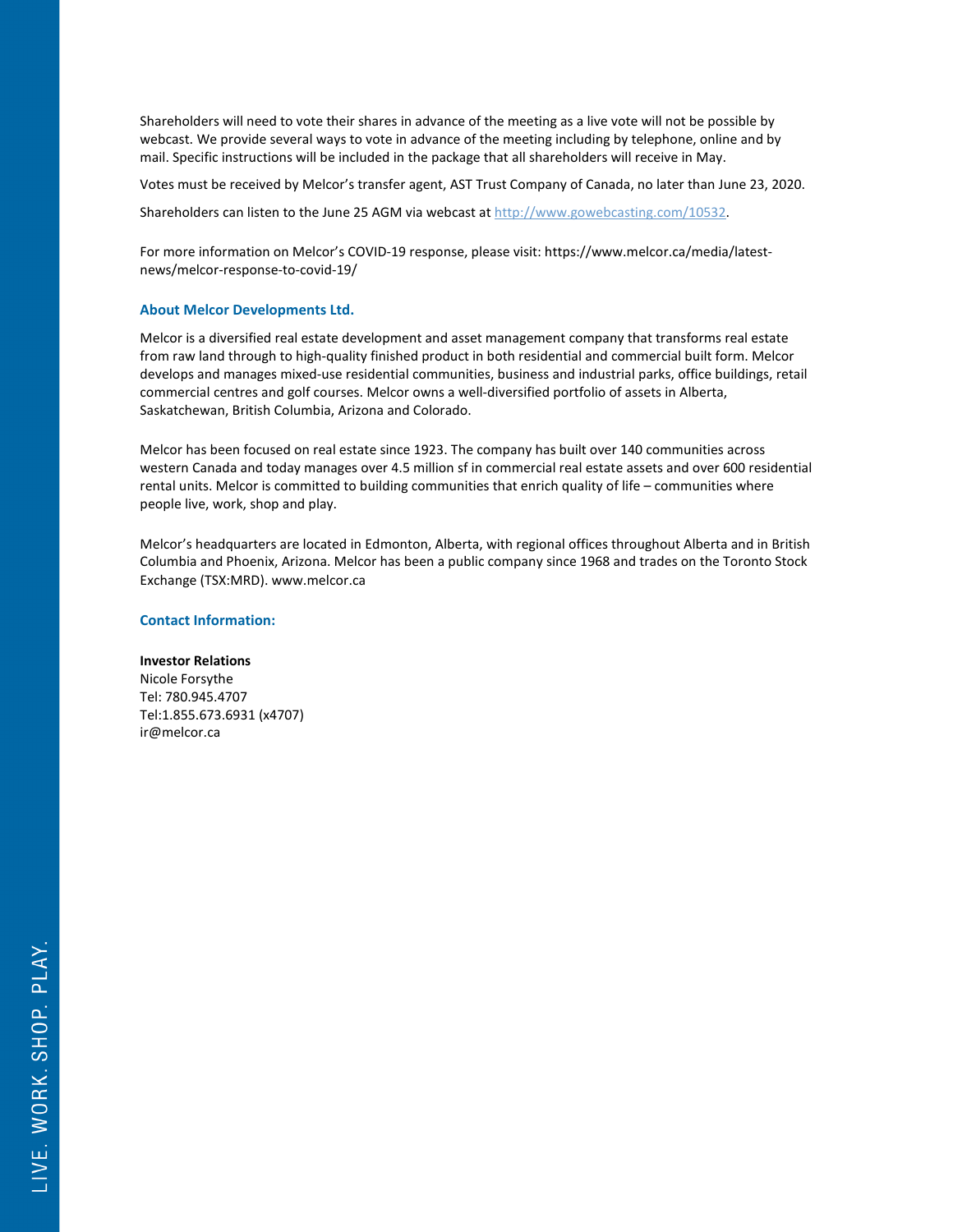Shareholders will need to vote their shares in advance of the meeting as a live vote will not be possible by webcast. We provide several ways to vote in advance of the meeting including by telephone, online and by mail. Specific instructions will be included in the package that all shareholders will receive in May.

Votes must be received by Melcor's transfer agent, AST Trust Company of Canada, no later than June 23, 2020.

Shareholders can listen to the June 25 AGM via webcast at http://www.gowebcasting.com/10532.

For more information on Melcor's COVID-19 response, please visit: https://www.melcor.ca/media/latest-news/melcor-response-to-covid-19/

## About Melcor Developments Ltd.

Melcor is a diversified real estate development and asset management company that transforms real estate from raw land through to high-quality finished product in both residential and commercial built form. Melcor develops and manages mixed-use residential communities, business and industrial parks, office buildings, retail commercial centres and golf courses. Melcor owns a well-diversified portfolio of assets in Alberta, Saskatchewan, British Columbia, Arizona and Colorado.

Melcor has been focused on real estate since 1923. The company has built over 140 communities across western Canada and today manages over 4.5 million sf in commercial real estate assets and over 600 residential rental units. Melcor is committed to building communities that enrich quality of life – communities where people live, work, shop and play.

Melcor's headquarters are located in Edmonton, Alberta, with regional offices throughout Alberta and in British Columbia and Phoenix, Arizona. Melcor has been a public company since 1968 and trades on the Toronto Stock Exchange (TSX:MRD). www.melcor.ca

## Contact Information:

**Investor Relations**
Nicole Forsythe
Tel: 780.945.4707
Tel:1.855.673.6931 (x4707)
ir@melcor.ca

LIVE. WORK. SHOP. PLAY.